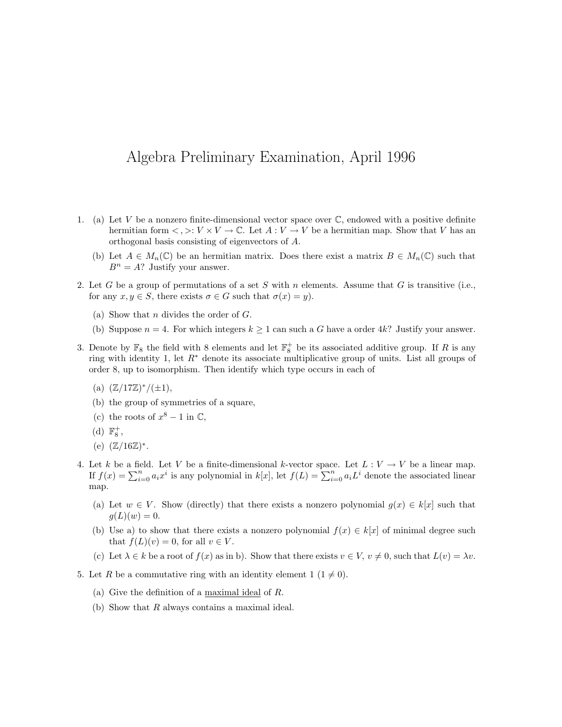# Algebra Preliminary Examination, April 1996

1. (a) Let $V$ be a nonzero finite-dimensional vector space over $\mathbb{C}$, endowed with a positive definite hermitian form $<,>: V \times V \to \mathbb{C}$. Let $A : V \to V$ be a hermitian map. Show that $V$ has an orthogonal basis consisting of eigenvectors of $A$.

   (b) Let $A \in M_n(\mathbb{C})$ be an hermitian matrix. Does there exist a matrix $B \in M_n(\mathbb{C})$ such that $B^n = A$? Justify your answer.

2. Let $G$ be a group of permutations of a set $S$ with $n$ elements. Assume that $G$ is transitive (i.e., for any $x, y \in S$, there exists $\sigma \in G$ such that $\sigma(x) = y$).

   (a) Show that $n$ divides the order of $G$.

   (b) Suppose $n = 4$. For which integers $k \geq 1$ can such a $G$ have a order $4k$? Justify your answer.

3. Denote by $\mathbb{F}_8$ the field with 8 elements and let $\mathbb{F}_8^+$ be its associated additive group. If $R$ is any ring with identity 1, let $R^*$ denote its associate multiplicative group of units. List all groups of order 8, up to isomorphism. Then identify which type occurs in each of

   (a) $(\mathbb{Z}/17\mathbb{Z})^*/(\pm 1)$,

   (b) the group of symmetries of a square,

   (c) the roots of $x^8 - 1$ in $\mathbb{C}$,

   (d) $\mathbb{F}_8^+$,

   (e) $(\mathbb{Z}/16\mathbb{Z})^*$.

4. Let $k$ be a field. Let $V$ be a finite-dimensional $k$-vector space. Let $L : V \to V$ be a linear map. If $f(x) = \sum_{i=0}^n a_i x^i$ is any polynomial in $k[x]$, let $f(L) = \sum_{i=0}^n a_i L^i$ denote the associated linear map.

   (a) Let $w \in V$. Show (directly) that there exists a nonzero polynomial $g(x) \in k[x]$ such that $g(L)(w) = 0$.

   (b) Use a) to show that there exists a nonzero polynomial $f(x) \in k[x]$ of minimal degree such that $f(L)(v) = 0$, for all $v \in V$.

   (c) Let $\lambda \in k$ be a root of $f(x)$ as in b). Show that there exists $v \in V$, $v \neq 0$, such that $L(v) = \lambda v$.

5. Let $R$ be a commutative ring with an identity element 1 ($1 \neq 0$).

   (a) Give the definition of a <u>maximal ideal</u> of $R$.

   (b) Show that $R$ always contains a maximal ideal.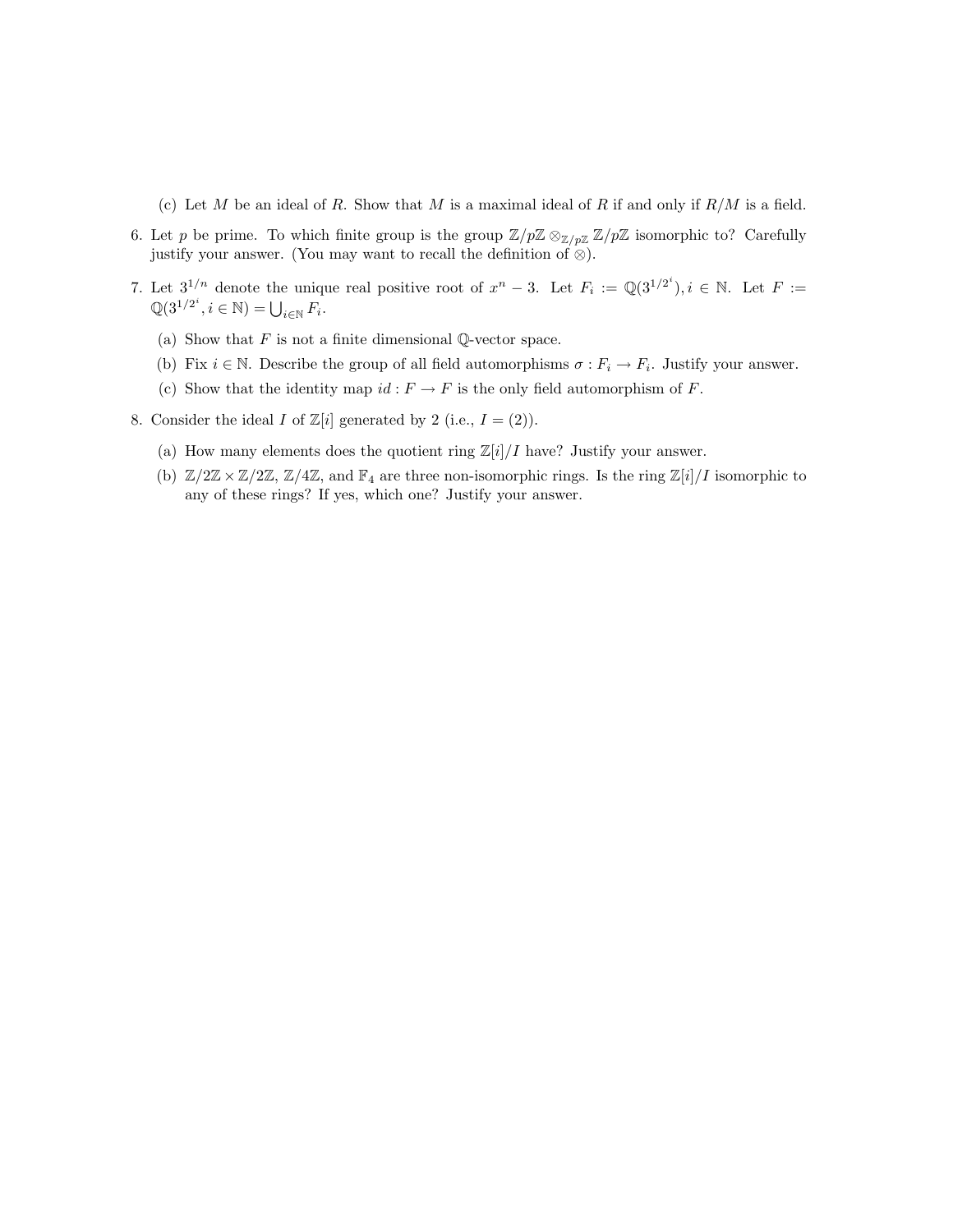(c) Let $M$ be an ideal of $R$. Show that $M$ is a maximal ideal of $R$ if and only if $R/M$ is a field.

6. Let $p$ be prime. To which finite group is the group $\mathbb{Z}/p\mathbb{Z} \otimes_{\mathbb{Z}/p\mathbb{Z}} \mathbb{Z}/p\mathbb{Z}$ isomorphic to? Carefully justify your answer. (You may want to recall the definition of $\otimes$).

7. Let $3^{1/n}$ denote the unique real positive root of $x^n - 3$. Let $F_i := \mathbb{Q}(3^{1/2^i}), i \in \mathbb{N}$. Let $F := \mathbb{Q}(3^{1/2^i}, i \in \mathbb{N}) = \bigcup_{i \in \mathbb{N}} F_i$.

   (a) Show that $F$ is not a finite dimensional $\mathbb{Q}$-vector space.

   (b) Fix $i \in \mathbb{N}$. Describe the group of all field automorphisms $\sigma : F_i \to F_i$. Justify your answer.

   (c) Show that the identity map $id : F \to F$ is the only field automorphism of $F$.

8. Consider the ideal $I$ of $\mathbb{Z}[i]$ generated by 2 (i.e., $I = (2)$).

   (a) How many elements does the quotient ring $\mathbb{Z}[i]/I$ have? Justify your answer.

   (b) $\mathbb{Z}/2\mathbb{Z} \times \mathbb{Z}/2\mathbb{Z}$, $\mathbb{Z}/4\mathbb{Z}$, and $\mathbb{F}_4$ are three non-isomorphic rings. Is the ring $\mathbb{Z}[i]/I$ isomorphic to any of these rings? If yes, which one? Justify your answer.